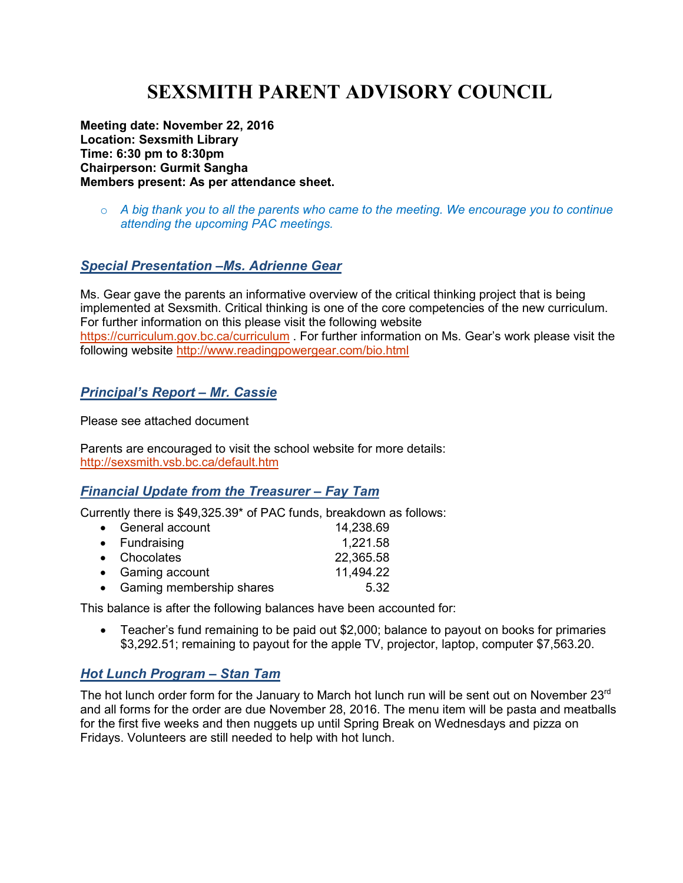#  SEXSMITH PARENT ADVISORY COUNCIL

**Meeting date: November 22, 2016**
**Location: Sexsmith Library**
**Time: 6:30 pm to 8:30pm**
**Chairperson: Gurmit Sangha**
**Members present: As per attendance sheet.**

- *A big thank you to all the parents who came to the meeting. We encourage you to continue attending the upcoming PAC meetings.*

## *Special Presentation –Ms. Adrienne Gear*

Ms. Gear gave the parents an informative overview of the critical thinking project that is being implemented at Sexsmith. Critical thinking is one of the core competencies of the new curriculum. For further information on this please visit the following website https://curriculum.gov.bc.ca/curriculum . For further information on Ms. Gear's work please visit the following website http://www.readingpowergear.com/bio.html

## *Principal's Report – Mr. Cassie*

Please see attached document

Parents are encouraged to visit the school website for more details: http://sexsmith.vsb.bc.ca/default.htm

## *Financial Update from the Treasurer – Fay Tam*

Currently there is $49,325.39* of PAC funds, breakdown as follows:

| | |
|---|---|
| • General account | 14,238.69 |
| • Fundraising | 1,221.58 |
| • Chocolates | 22,365.58 |
| • Gaming account | 11,494.22 |
| • Gaming membership shares | 5.32 |

This balance is after the following balances have been accounted for:

- Teacher's fund remaining to be paid out $2,000; balance to payout on books for primaries $3,292.51; remaining to payout for the apple TV, projector, laptop, computer $7,563.20.

## *Hot Lunch Program – Stan Tam*

The hot lunch order form for the January to March hot lunch run will be sent out on November 23rd and all forms for the order are due November 28, 2016. The menu item will be pasta and meatballs for the first five weeks and then nuggets up until Spring Break on Wednesdays and pizza on Fridays. Volunteers are still needed to help with hot lunch.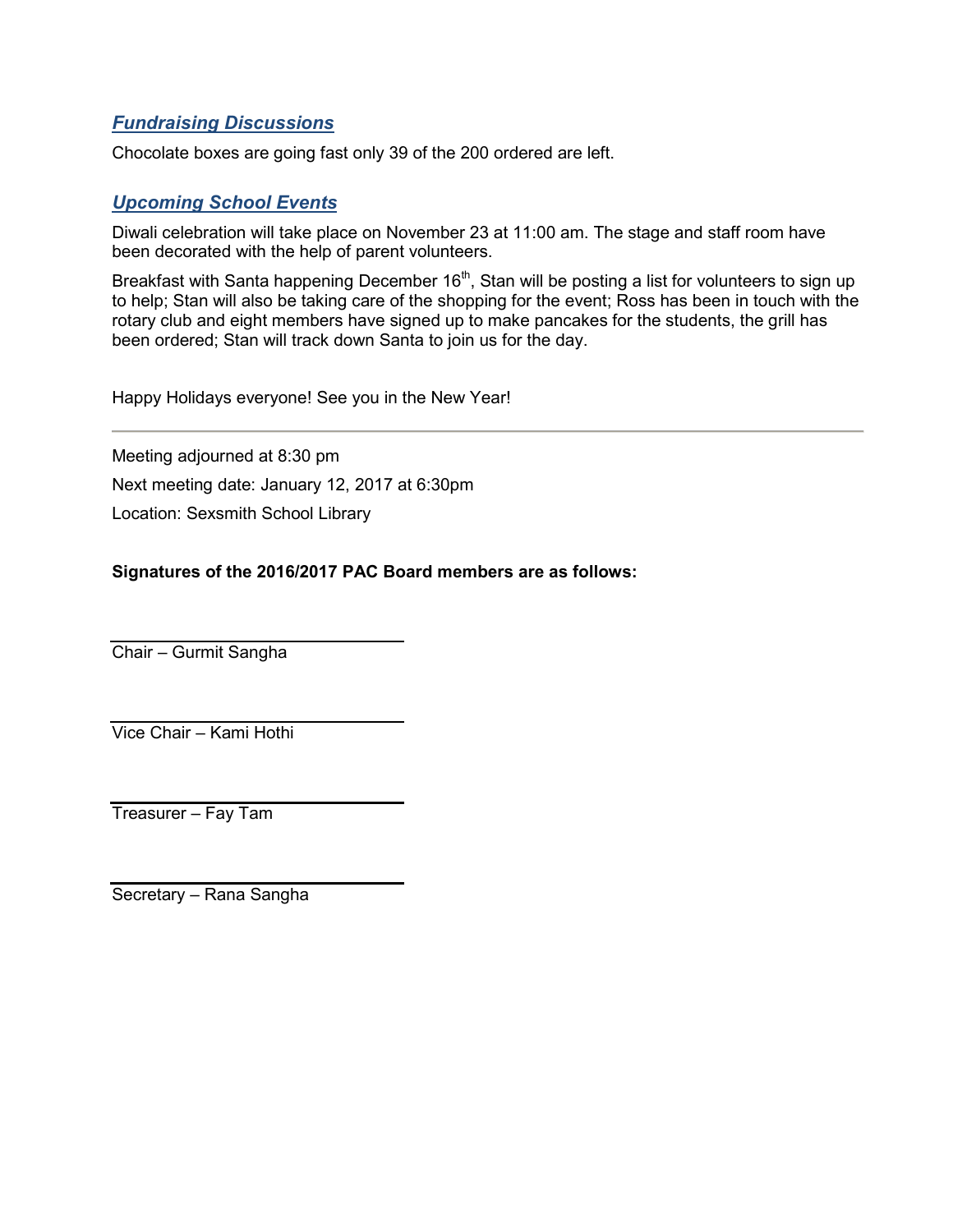### ***Fundraising Discussions***

Chocolate boxes are going fast only 39 of the 200 ordered are left.

### ***Upcoming School Events***

Diwali celebration will take place on November 23 at 11:00 am. The stage and staff room have been decorated with the help of parent volunteers.

Breakfast with Santa happening December 16th, Stan will be posting a list for volunteers to sign up to help; Stan will also be taking care of the shopping for the event; Ross has been in touch with the rotary club and eight members have signed up to make pancakes for the students, the grill has been ordered; Stan will track down Santa to join us for the day.

Happy Holidays everyone! See you in the New Year!

---

Meeting adjourned at 8:30 pm

Next meeting date: January 12, 2017 at 6:30pm

Location: Sexsmith School Library

**Signatures of the 2016/2017 PAC Board members are as follows:**

Chair – Gurmit Sangha

Vice Chair – Kami Hothi

Treasurer – Fay Tam

Secretary – Rana Sangha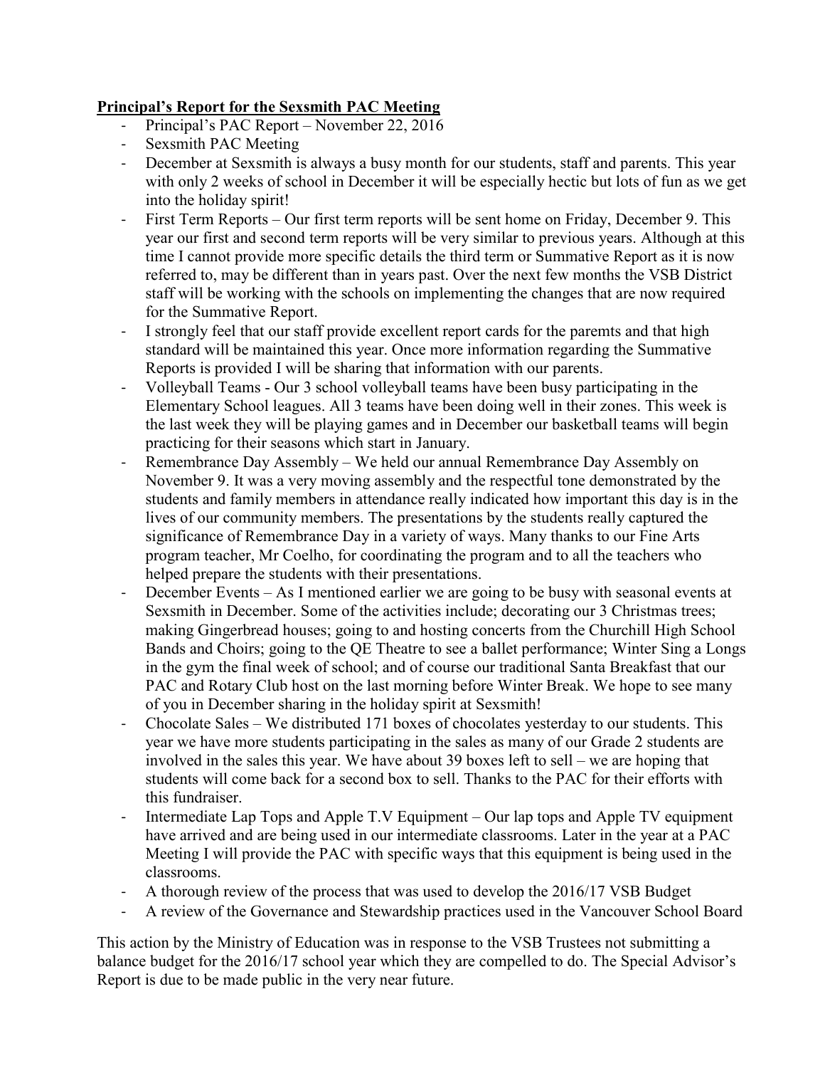**Principal's Report for the Sexsmith PAC Meeting**

- Principal's PAC Report – November 22, 2016
- Sexsmith PAC Meeting
- December at Sexsmith is always a busy month for our students, staff and parents. This year with only 2 weeks of school in December it will be especially hectic but lots of fun as we get into the holiday spirit!
- First Term Reports – Our first term reports will be sent home on Friday, December 9. This year our first and second term reports will be very similar to previous years. Although at this time I cannot provide more specific details the third term or Summative Report as it is now referred to, may be different than in years past. Over the next few months the VSB District staff will be working with the schools on implementing the changes that are now required for the Summative Report.
- I strongly feel that our staff provide excellent report cards for the paremts and that high standard will be maintained this year. Once more information regarding the Summative Reports is provided I will be sharing that information with our parents.
- Volleyball Teams - Our 3 school volleyball teams have been busy participating in the Elementary School leagues. All 3 teams have been doing well in their zones. This week is the last week they will be playing games and in December our basketball teams will begin practicing for their seasons which start in January.
- Remembrance Day Assembly – We held our annual Remembrance Day Assembly on November 9. It was a very moving assembly and the respectful tone demonstrated by the students and family members in attendance really indicated how important this day is in the lives of our community members. The presentations by the students really captured the significance of Remembrance Day in a variety of ways. Many thanks to our Fine Arts program teacher, Mr Coelho, for coordinating the program and to all the teachers who helped prepare the students with their presentations.
- December Events – As I mentioned earlier we are going to be busy with seasonal events at Sexsmith in December. Some of the activities include; decorating our 3 Christmas trees; making Gingerbread houses; going to and hosting concerts from the Churchill High School Bands and Choirs; going to the QE Theatre to see a ballet performance; Winter Sing a Longs in the gym the final week of school; and of course our traditional Santa Breakfast that our PAC and Rotary Club host on the last morning before Winter Break. We hope to see many of you in December sharing in the holiday spirit at Sexsmith!
- Chocolate Sales – We distributed 171 boxes of chocolates yesterday to our students. This year we have more students participating in the sales as many of our Grade 2 students are involved in the sales this year. We have about 39 boxes left to sell – we are hoping that students will come back for a second box to sell. Thanks to the PAC for their efforts with this fundraiser.
- Intermediate Lap Tops and Apple T.V Equipment – Our lap tops and Apple TV equipment have arrived and are being used in our intermediate classrooms. Later in the year at a PAC Meeting I will provide the PAC with specific ways that this equipment is being used in the classrooms.
- A thorough review of the process that was used to develop the 2016/17 VSB Budget
- A review of the Governance and Stewardship practices used in the Vancouver School Board

This action by the Ministry of Education was in response to the VSB Trustees not submitting a balance budget for the 2016/17 school year which they are compelled to do. The Special Advisor's Report is due to be made public in the very near future.